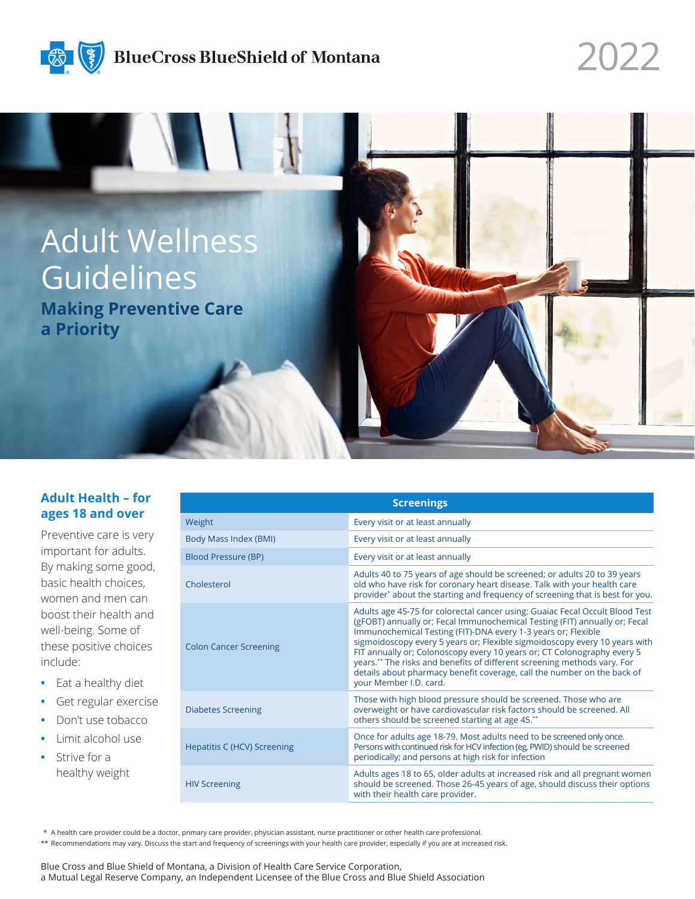BlueCross BlueShield of Montana

2022

# Adult Wellness Guidelines

## Making Preventive Care a Priority

### Adult Health – for ages 18 and over

Preventive care is very important for adults. By making some good, basic health choices, women and men can boost their health and well-being. Some of these positive choices include:

- Eat a healthy diet
- Get regular exercise
- Don't use tobacco
- Limit alcohol use
- Strive for a healthy weight

| Screenings | |
|---|---|
| Weight | Every visit or at least annually |
| Body Mass Index (BMI) | Every visit or at least annually |
| Blood Pressure (BP) | Every visit or at least annually |
| Cholesterol | Adults 40 to 75 years of age should be screened; or adults 20 to 39 years old who have risk for coronary heart disease. Talk with your health care provider* about the starting and frequency of screening that is best for you. |
| Colon Cancer Screening | Adults age 45-75 for colorectal cancer using: Guaiac Fecal Occult Blood Test (gFOBT) annually or; Fecal Immunochemical Testing (FIT) annually or; Fecal Immunochemical Testing (FIT)-DNA every 1-3 years or; Flexible sigmoidoscopy every 5 years or; Flexible sigmoidoscopy every 10 years with FIT annually or; Colonoscopy every 10 years or; CT Colonography every 5 years.** The risks and benefits of different screening methods vary. For details about pharmacy benefit coverage, call the number on the back of your Member I.D. card. |
| Diabetes Screening | Those with high blood pressure should be screened. Those who are overweight or have cardiovascular risk factors should be screened. All others should be screened starting at age 45.** |
| Hepatitis C (HCV) Screening | Once for adults age 18-79. Most adults need to be screened only once. Persons with continued risk for HCV infection (eg, PWID) should be screened periodically; and persons at high risk for infection |
| HIV Screening | Adults ages 18 to 65, older adults at increased risk and all pregnant women should be screened. Those 26-45 years of age, should discuss their options with their health care provider. |

\* A health care provider could be a doctor, primary care provider, physician assistant, nurse practitioner or other health care professional.

\** Recommendations may vary. Discuss the start and frequency of screenings with your health care provider, especially if you are at increased risk.

Blue Cross and Blue Shield of Montana, a Division of Health Care Service Corporation,
a Mutual Legal Reserve Company, an Independent Licensee of the Blue Cross and Blue Shield Association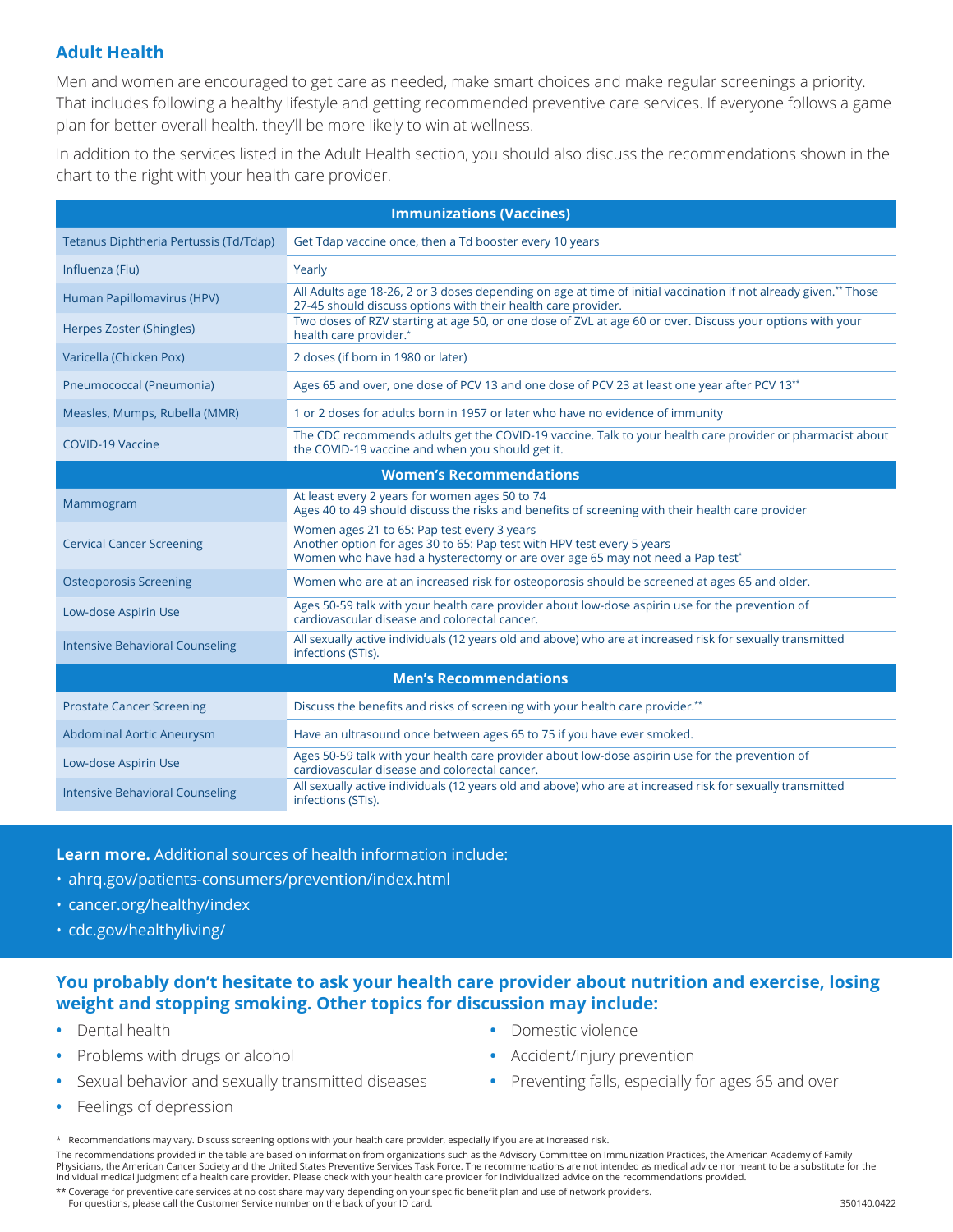## Adult Health

Men and women are encouraged to get care as needed, make smart choices and make regular screenings a priority. That includes following a healthy lifestyle and getting recommended preventive care services. If everyone follows a game plan for better overall health, they'll be more likely to win at wellness.

In addition to the services listed in the Adult Health section, you should also discuss the recommendations shown in the chart to the right with your health care provider.

| Immunizations (Vaccines) | |
|---|---|
| Tetanus Diphtheria Pertussis (Td/Tdap) | Get Tdap vaccine once, then a Td booster every 10 years |
| Influenza (Flu) | Yearly |
| Human Papillomavirus (HPV) | All Adults age 18-26, 2 or 3 doses depending on age at time of initial vaccination if not already given.** Those 27-45 should discuss options with their health care provider. |
| Herpes Zoster (Shingles) | Two doses of RZV starting at age 50, or one dose of ZVL at age 60 or over. Discuss your options with your health care provider.* |
| Varicella (Chicken Pox) | 2 doses (if born in 1980 or later) |
| Pneumococcal (Pneumonia) | Ages 65 and over, one dose of PCV 13 and one dose of PCV 23 at least one year after PCV 13** |
| Measles, Mumps, Rubella (MMR) | 1 or 2 doses for adults born in 1957 or later who have no evidence of immunity |
| COVID-19 Vaccine | The CDC recommends adults get the COVID-19 vaccine. Talk to your health care provider or pharmacist about the COVID-19 vaccine and when you should get it. |
| **Women's Recommendations** | |
| Mammogram | At least every 2 years for women ages 50 to 74<br>Ages 40 to 49 should discuss the risks and benefits of screening with their health care provider |
| Cervical Cancer Screening | Women ages 21 to 65: Pap test every 3 years<br>Another option for ages 30 to 65: Pap test with HPV test every 5 years<br>Women who have had a hysterectomy or are over age 65 may not need a Pap test* |
| Osteoporosis Screening | Women who are at an increased risk for osteoporosis should be screened at ages 65 and older. |
| Low-dose Aspirin Use | Ages 50-59 talk with your health care provider about low-dose aspirin use for the prevention of cardiovascular disease and colorectal cancer. |
| Intensive Behavioral Counseling | All sexually active individuals (12 years old and above) who are at increased risk for sexually transmitted infections (STIs). |
| **Men's Recommendations** | |
| Prostate Cancer Screening | Discuss the benefits and risks of screening with your health care provider.** |
| Abdominal Aortic Aneurysm | Have an ultrasound once between ages 65 to 75 if you have ever smoked. |
| Low-dose Aspirin Use | Ages 50-59 talk with your health care provider about low-dose aspirin use for the prevention of cardiovascular disease and colorectal cancer. |
| Intensive Behavioral Counseling | All sexually active individuals (12 years old and above) who are at increased risk for sexually transmitted infections (STIs). |

**Learn more.** Additional sources of health information include:

- ahrq.gov/patients-consumers/prevention/index.html
- cancer.org/healthy/index
- cdc.gov/healthyliving/

### You probably don't hesitate to ask your health care provider about nutrition and exercise, losing weight and stopping smoking. Other topics for discussion may include:

- Dental health
- Problems with drugs or alcohol
- Sexual behavior and sexually transmitted diseases
- Feelings of depression
- Domestic violence
- Accident/injury prevention
- Preventing falls, especially for ages 65 and over

\* Recommendations may vary. Discuss screening options with your health care provider, especially if you are at increased risk.

The recommendations provided in the table are based on information from organizations such as the Advisory Committee on Immunization Practices, the American Academy of Family Physicians, the American Cancer Society and the United States Preventive Services Task Force. The recommendations are not intended as medical advice nor meant to be a substitute for the individual medical judgment of a health care provider. Please check with your health care provider for individualized advice on the recommendations provided.

** Coverage for preventive care services at no cost share may vary depending on your specific benefit plan and use of network providers. For questions, please call the Customer Service number on the back of your ID card.

350140.0422